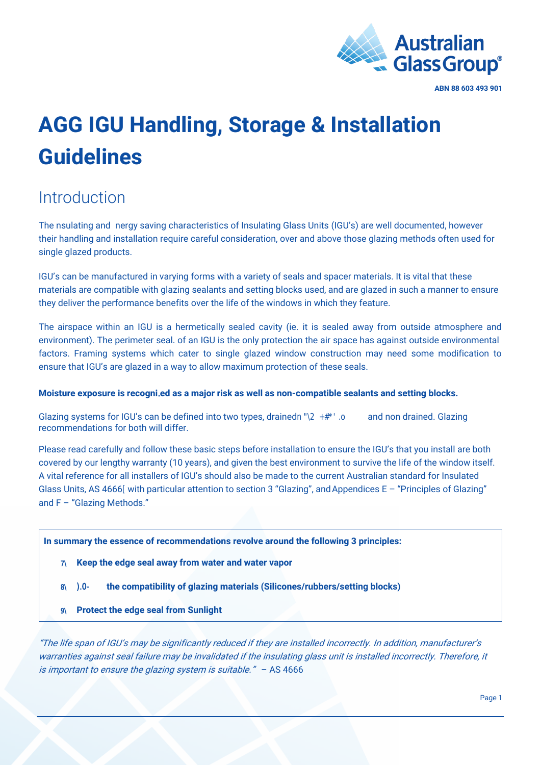ABN 88 603 493 901

# AGG IGU Handling, Storage & Installation Guidelines

## Introduction

The nsulating and nergy saving characteristics of Insulating Glass Units (IGU's) are well documented, however their handling and installation require careful consideration, over and above those glazing methods often used for single glazed products.

IGU's can be manufactured in varying forms with a variety of seals and spacer materials. It is vital that these materials are compatible with glazing sealants and setting blocks used, and are glazed in such a manner to ensure they deliver the performance benefits over the life of the windows in which they feature.

The airspace within an IGU is a hermetically sealed cavity (ie. it is sealed away from outside atmosphere and environment). The perimeter seal. of an IGU is the only protection the air space has against outside environmental factors. Framing systems which cater to single glazed window construction may need some modification to ensure that IGU's are glazed in a way to allow maximum protection of these seals.

**Moisture exposure is recogni.ed as a major risk as well as non-compatible sealants and setting blocks.**

Glazing systems for IGU's can be defined into two types, drainedn "\2 +#*' .o and non drained. Glazing recommendations for both will differ.

Please read carefully and follow these basic steps before installation to ensure the IGU's that you install are both covered by our lengthy warranty (10 years), and given the best environment to survive the life of the window itself. A vital reference for all installers of IGU's should also be made to the current Australian standard for Insulated Glass Units, AS 4666[ with particular attention to section 3 "Glazing", and Appendices E – "Principles of Glazing" and F – "Glazing Methods."

**In summary the essence of recommendations revolve around the following 3 principles:**

7\ **Keep the edge seal away from water and water vapor**

8\ **).0- the compatibility of glazing materials (Silicones/rubbers/setting blocks)**

9\ **Protect the edge seal from Sunlight**

*"The life span of IGU's may be significantly reduced if they are installed incorrectly. In addition, manufacturer's warranties against seal failure may be invalidated if the insulating glass unit is installed incorrectly. Therefore, it is important to ensure the glazing system is suitable."* – AS 4666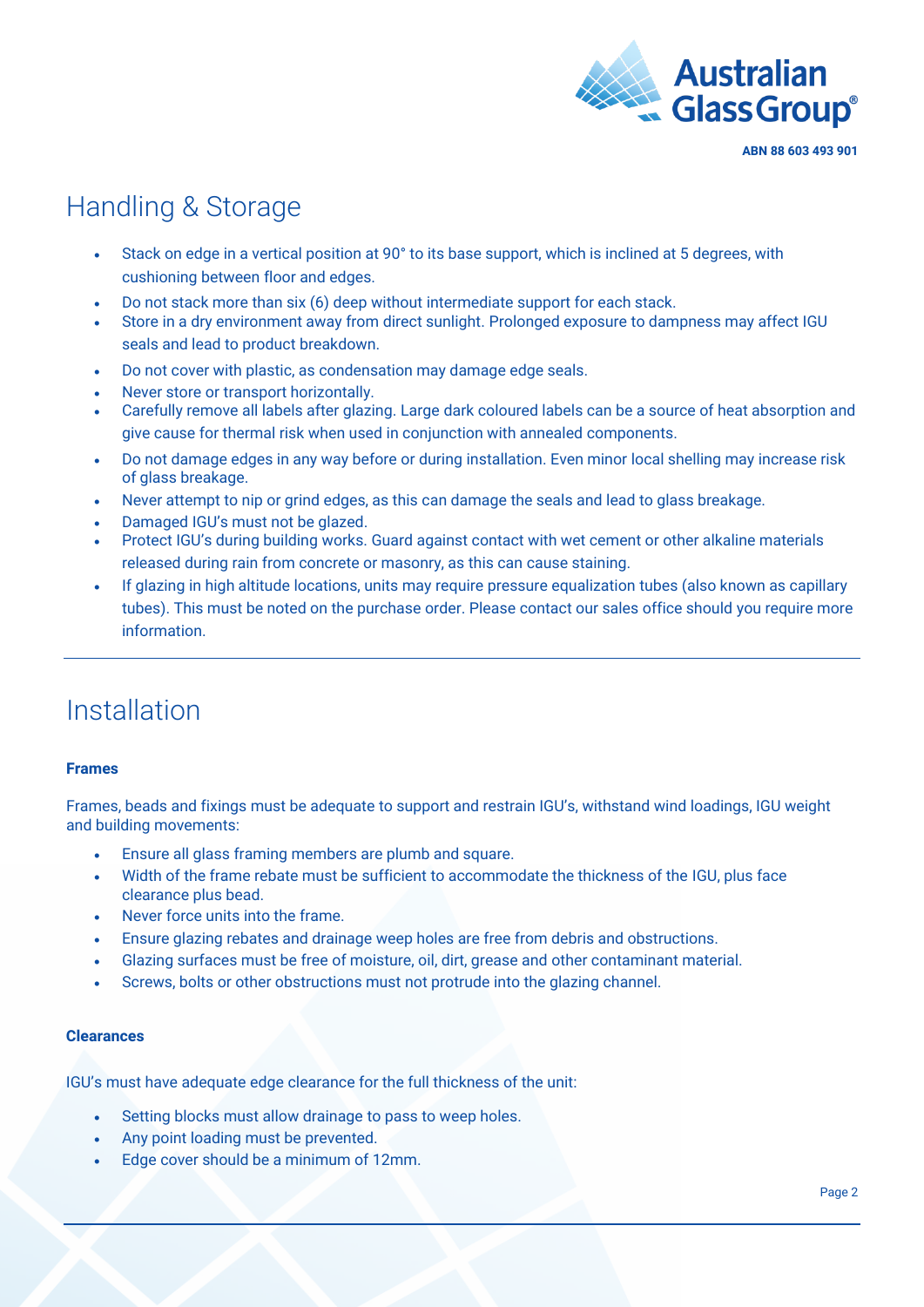# Handling & Storage

- Stack on edge in a vertical position at 90° to its base support, which is inclined at 5 degrees, with cushioning between floor and edges.
- Do not stack more than six (6) deep without intermediate support for each stack.
- Store in a dry environment away from direct sunlight. Prolonged exposure to dampness may affect IGU seals and lead to product breakdown.
- Do not cover with plastic, as condensation may damage edge seals.
- Never store or transport horizontally.
- Carefully remove all labels after glazing. Large dark coloured labels can be a source of heat absorption and give cause for thermal risk when used in conjunction with annealed components.
- Do not damage edges in any way before or during installation. Even minor local shelling may increase risk of glass breakage.
- Never attempt to nip or grind edges, as this can damage the seals and lead to glass breakage.
- Damaged IGU's must not be glazed.
- Protect IGU's during building works. Guard against contact with wet cement or other alkaline materials released during rain from concrete or masonry, as this can cause staining.
- If glazing in high altitude locations, units may require pressure equalization tubes (also known as capillary tubes). This must be noted on the purchase order. Please contact our sales office should you require more information.

# Installation

**Frames**

Frames, beads and fixings must be adequate to support and restrain IGU's, withstand wind loadings, IGU weight and building movements:

- Ensure all glass framing members are plumb and square.
- Width of the frame rebate must be sufficient to accommodate the thickness of the IGU, plus face clearance plus bead.
- Never force units into the frame.
- Ensure glazing rebates and drainage weep holes are free from debris and obstructions.
- Glazing surfaces must be free of moisture, oil, dirt, grease and other contaminant material.
- Screws, bolts or other obstructions must not protrude into the glazing channel.

**Clearances**

IGU's must have adequate edge clearance for the full thickness of the unit:

- Setting blocks must allow drainage to pass to weep holes.
- Any point loading must be prevented.
- Edge cover should be a minimum of 12mm.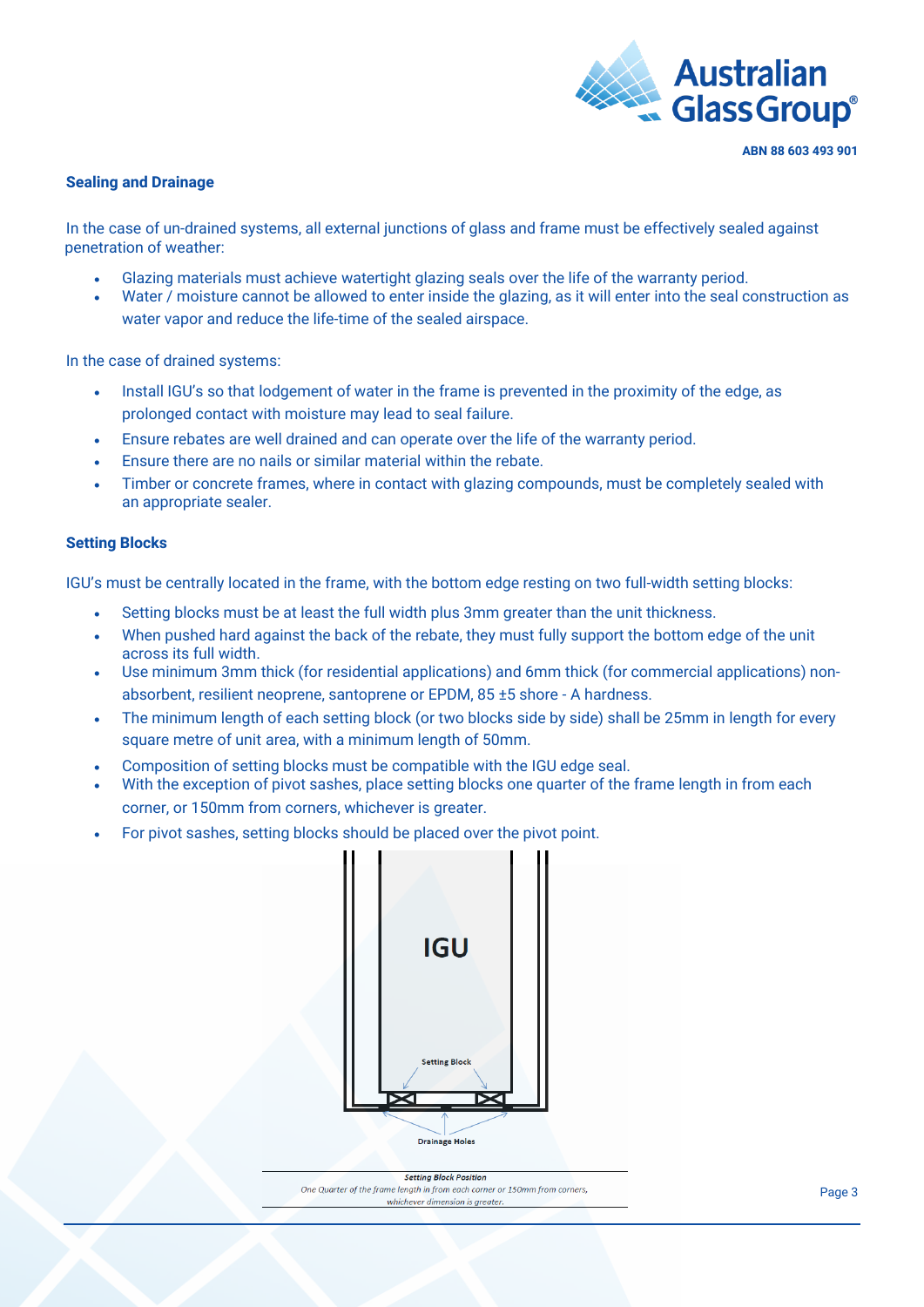## Sealing and Drainage

In the case of un-drained systems, all external junctions of glass and frame must be effectively sealed against penetration of weather:

- Glazing materials must achieve watertight glazing seals over the life of the warranty period.
- Water / moisture cannot be allowed to enter inside the glazing, as it will enter into the seal construction as water vapor and reduce the life-time of the sealed airspace.

In the case of drained systems:

- Install IGU's so that lodgement of water in the frame is prevented in the proximity of the edge, as prolonged contact with moisture may lead to seal failure.
- Ensure rebates are well drained and can operate over the life of the warranty period.
- Ensure there are no nails or similar material within the rebate.
- Timber or concrete frames, where in contact with glazing compounds, must be completely sealed with an appropriate sealer.

## Setting Blocks

IGU's must be centrally located in the frame, with the bottom edge resting on two full-width setting blocks:

- Setting blocks must be at least the full width plus 3mm greater than the unit thickness.
- When pushed hard against the back of the rebate, they must fully support the bottom edge of the unit across its full width.
- Use minimum 3mm thick (for residential applications) and 6mm thick (for commercial applications) non-absorbent, resilient neoprene, santoprene or EPDM, 85 ±5 shore - A hardness.
- The minimum length of each setting block (or two blocks side by side) shall be 25mm in length for every square metre of unit area, with a minimum length of 50mm.
- Composition of setting blocks must be compatible with the IGU edge seal.
- With the exception of pivot sashes, place setting blocks one quarter of the frame length in from each corner, or 150mm from corners, whichever is greater.
- For pivot sashes, setting blocks should be placed over the pivot point.

IGU

Setting Block

Drainage Holes

***Setting Block Position***

*One Quarter of the frame length in from each corner or 150mm from corners, whichever dimension is greater.*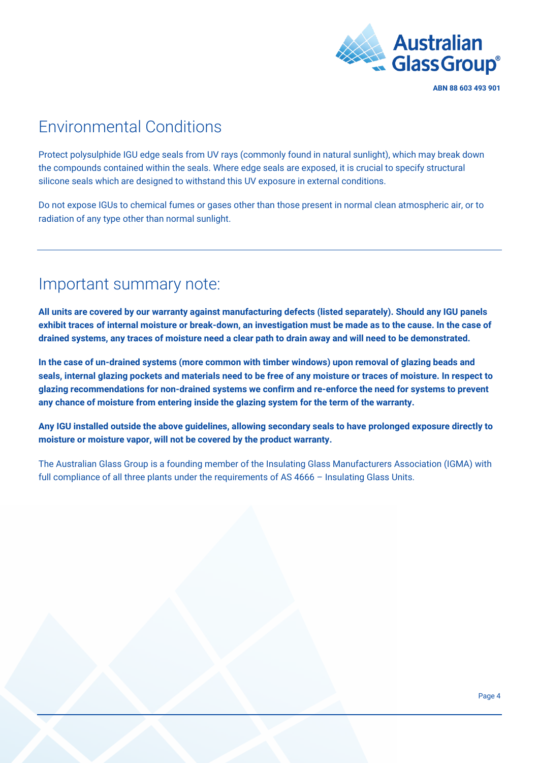## Environmental Conditions

Protect polysulphide IGU edge seals from UV rays (commonly found in natural sunlight), which may break down the compounds contained within the seals. Where edge seals are exposed, it is crucial to specify structural silicone seals which are designed to withstand this UV exposure in external conditions.

Do not expose IGUs to chemical fumes or gases other than those present in normal clean atmospheric air, or to radiation of any type other than normal sunlight.

---

## Important summary note:

**All units are covered by our warranty against manufacturing defects (listed separately). Should any IGU panels exhibit traces of internal moisture or break-down, an investigation must be made as to the cause. In the case of drained systems, any traces of moisture need a clear path to drain away and will need to be demonstrated.**

**In the case of un-drained systems (more common with timber windows) upon removal of glazing beads and seals, internal glazing pockets and materials need to be free of any moisture or traces of moisture. In respect to glazing recommendations for non-drained systems we confirm and re-enforce the need for systems to prevent any chance of moisture from entering inside the glazing system for the term of the warranty.**

**Any IGU installed outside the above guidelines, allowing secondary seals to have prolonged exposure directly to moisture or moisture vapor, will not be covered by the product warranty.**

The Australian Glass Group is a founding member of the Insulating Glass Manufacturers Association (IGMA) with full compliance of all three plants under the requirements of AS 4666 – Insulating Glass Units.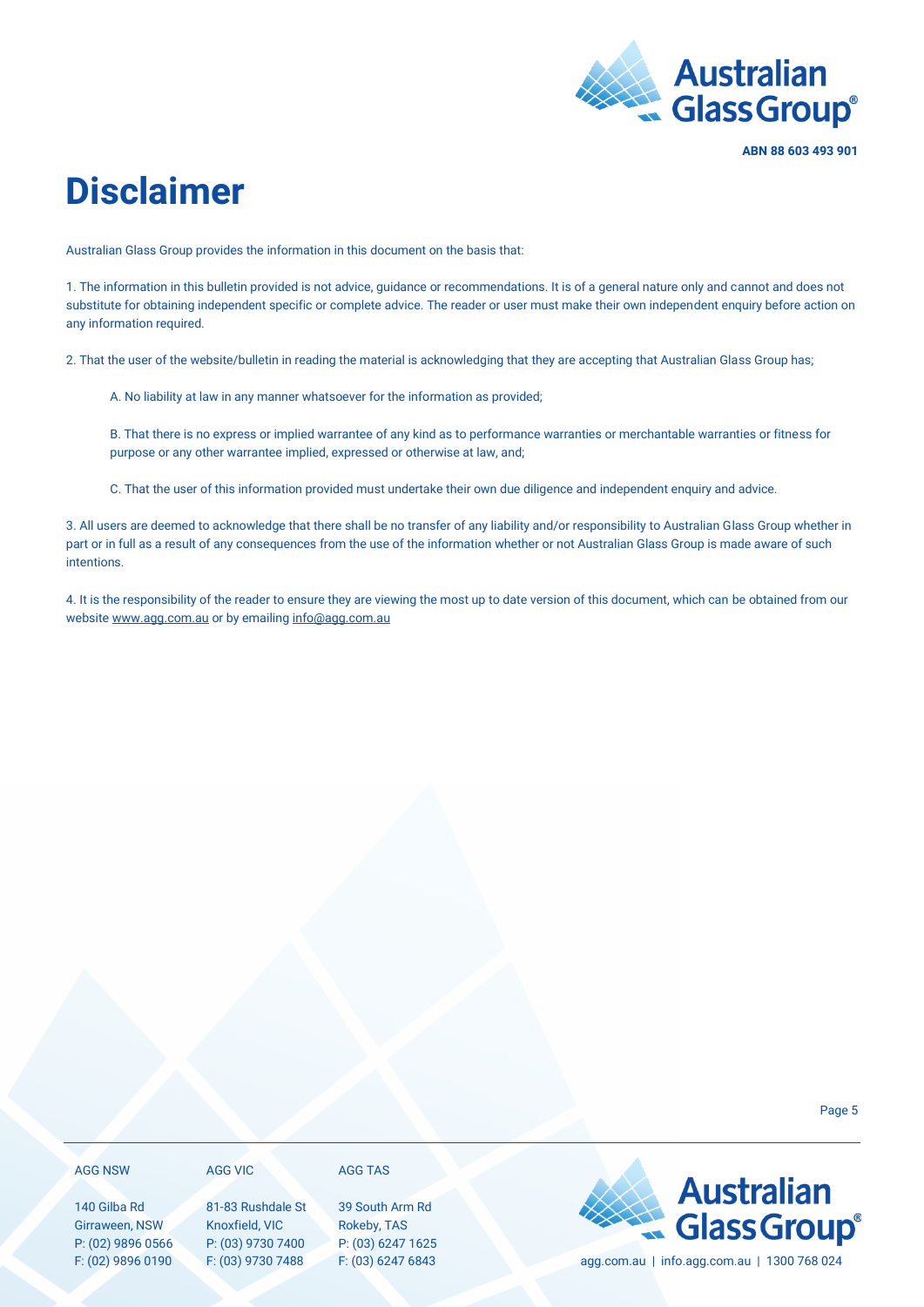ABN 88 603 493 901

# Disclaimer

Australian Glass Group provides the information in this document on the basis that:

1. The information in this bulletin provided is not advice, guidance or recommendations. It is of a general nature only and cannot and does not substitute for obtaining independent specific or complete advice. The reader or user must make their own independent enquiry before action on any information required.

2. That the user of the website/bulletin in reading the material is acknowledging that they are accepting that Australian Glass Group has;

   A. No liability at law in any manner whatsoever for the information as provided;

   B. That there is no express or implied warrantee of any kind as to performance warranties or merchantable warranties or fitness for purpose or any other warrantee implied, expressed or otherwise at law, and;

   C. That the user of this information provided must undertake their own due diligence and independent enquiry and advice.

3. All users are deemed to acknowledge that there shall be no transfer of any liability and/or responsibility to Australian Glass Group whether in part or in full as a result of any consequences from the use of the information whether or not Australian Glass Group is made aware of such intentions.

4. It is the responsibility of the reader to ensure they are viewing the most up to date version of this document, which can be obtained from our website www.agg.com.au or by emailing info@agg.com.au